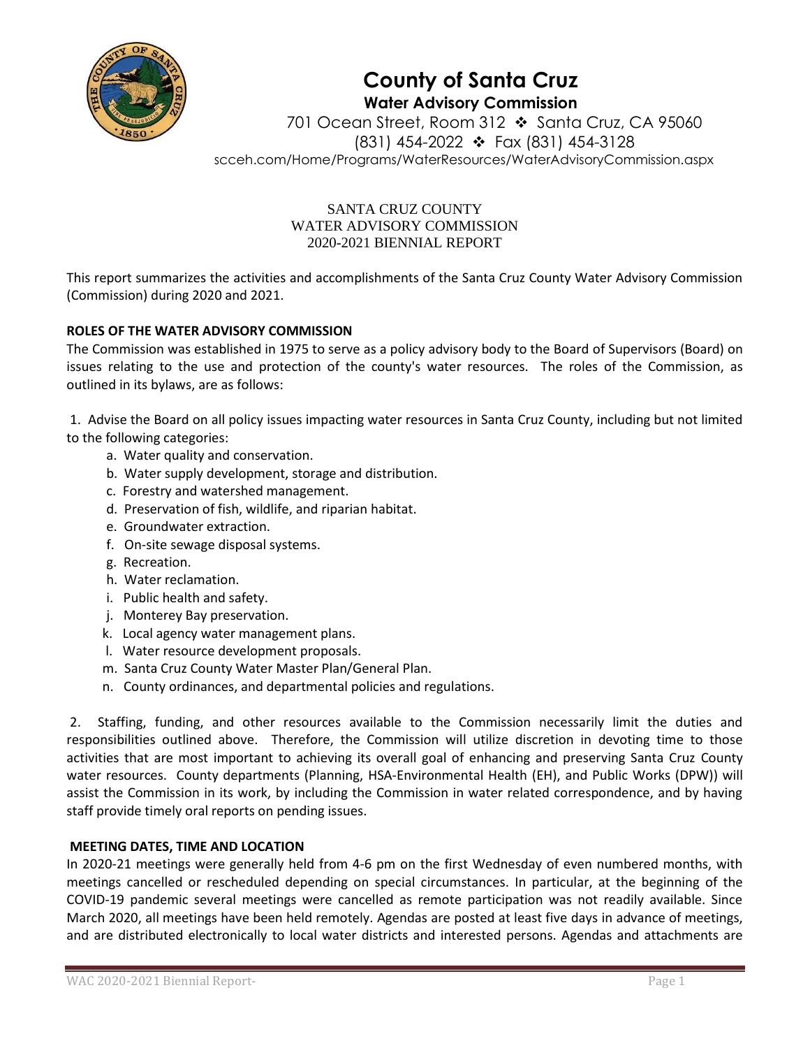# County of Santa Cruz

## Water Advisory Commission

701 Ocean Street, Room 312 ❖ Santa Cruz, CA 95060
(831) 454-2022 ❖ Fax (831) 454-3128
scceh.com/Home/Programs/WaterResources/WaterAdvisoryCommission.aspx

SANTA CRUZ COUNTY
WATER ADVISORY COMMISSION
2020-2021 BIENNIAL REPORT

This report summarizes the activities and accomplishments of the Santa Cruz County Water Advisory Commission (Commission) during 2020 and 2021.

**ROLES OF THE WATER ADVISORY COMMISSION**

The Commission was established in 1975 to serve as a policy advisory body to the Board of Supervisors (Board) on issues relating to the use and protection of the county's water resources. The roles of the Commission, as outlined in its bylaws, are as follows:

1. Advise the Board on all policy issues impacting water resources in Santa Cruz County, including but not limited to the following categories:
   a. Water quality and conservation.
   b. Water supply development, storage and distribution.
   c. Forestry and watershed management.
   d. Preservation of fish, wildlife, and riparian habitat.
   e. Groundwater extraction.
   f. On-site sewage disposal systems.
   g. Recreation.
   h. Water reclamation.
   i. Public health and safety.
   j. Monterey Bay preservation.
   k. Local agency water management plans.
   l. Water resource development proposals.
   m. Santa Cruz County Water Master Plan/General Plan.
   n. County ordinances, and departmental policies and regulations.

2. Staffing, funding, and other resources available to the Commission necessarily limit the duties and responsibilities outlined above. Therefore, the Commission will utilize discretion in devoting time to those activities that are most important to achieving its overall goal of enhancing and preserving Santa Cruz County water resources. County departments (Planning, HSA-Environmental Health (EH), and Public Works (DPW)) will assist the Commission in its work, by including the Commission in water related correspondence, and by having staff provide timely oral reports on pending issues.

**MEETING DATES, TIME AND LOCATION**

In 2020-21 meetings were generally held from 4-6 pm on the first Wednesday of even numbered months, with meetings cancelled or rescheduled depending on special circumstances. In particular, at the beginning of the COVID-19 pandemic several meetings were cancelled as remote participation was not readily available. Since March 2020, all meetings have been held remotely. Agendas are posted at least five days in advance of meetings, and are distributed electronically to local water districts and interested persons. Agendas and attachments are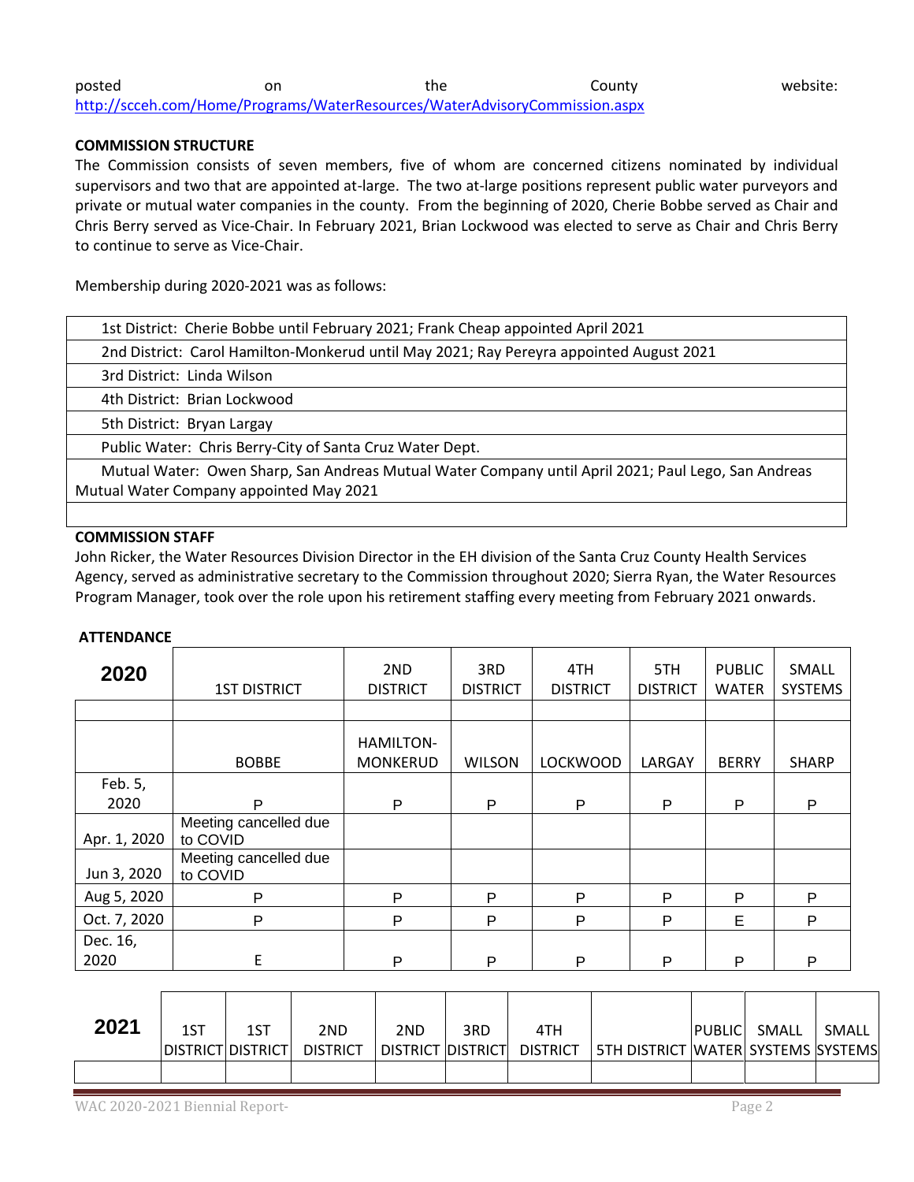posted on the County website: http://scceh.com/Home/Programs/WaterResources/WaterAdvisoryCommission.aspx

**COMMISSION STRUCTURE**

The Commission consists of seven members, five of whom are concerned citizens nominated by individual supervisors and two that are appointed at-large. The two at-large positions represent public water purveyors and private or mutual water companies in the county. From the beginning of 2020, Cherie Bobbe served as Chair and Chris Berry served as Vice-Chair. In February 2021, Brian Lockwood was elected to serve as Chair and Chris Berry to continue to serve as Vice-Chair.

Membership during 2020-2021 was as follows:

| |
|---|
| 1st District: Cherie Bobbe until February 2021; Frank Cheap appointed April 2021 |
| 2nd District: Carol Hamilton-Monkerud until May 2021; Ray Pereyra appointed August 2021 |
| 3rd District: Linda Wilson |
| 4th District: Brian Lockwood |
| 5th District: Bryan Largay |
| Public Water: Chris Berry-City of Santa Cruz Water Dept. |
| Mutual Water: Owen Sharp, San Andreas Mutual Water Company until April 2021; Paul Lego, San Andreas Mutual Water Company appointed May 2021 |
| |

**COMMISSION STAFF**

John Ricker, the Water Resources Division Director in the EH division of the Santa Cruz County Health Services Agency, served as administrative secretary to the Commission throughout 2020; Sierra Ryan, the Water Resources Program Manager, took over the role upon his retirement staffing every meeting from February 2021 onwards.

**ATTENDANCE**

| 2020 | 1ST DISTRICT | 2ND DISTRICT | 3RD DISTRICT | 4TH DISTRICT | 5TH DISTRICT | PUBLIC WATER | SMALL SYSTEMS |
|---|---|---|---|---|---|---|---|
| | | | | | | | |
| | BOBBE | HAMILTON-MONKERUD | WILSON | LOCKWOOD | LARGAY | BERRY | SHARP |
| Feb. 5, 2020 | P | P | P | P | P | P | P |
| Apr. 1, 2020 | Meeting cancelled due to COVID | | | | | | |
| Jun 3, 2020 | Meeting cancelled due to COVID | | | | | | |
| Aug 5, 2020 | P | P | P | P | P | P | P |
| Oct. 7, 2020 | P | P | P | P | P | E | P |
| Dec. 16, 2020 | E | P | P | P | P | P | P |

| 2021 | 1ST DISTRICT | 1ST DISTRICT | 2ND DISTRICT | 2ND DISTRICT | 3RD DISTRICT | 4TH DISTRICT | 5TH DISTRICT | PUBLIC WATER | SMALL SYSTEMS | SMALL SYSTEMS |
|---|---|---|---|---|---|---|---|---|---|---|
| | | | | | | | | | | |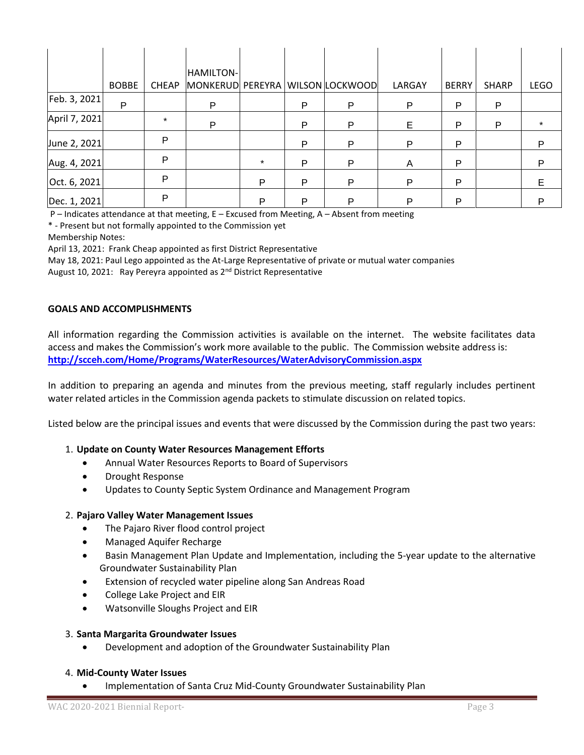| | BOBBE | CHEAP | HAMILTON-MONKERUD | PEREYRA | WILSON | LOCKWOOD | LARGAY | BERRY | SHARP | LEGO |
|---|---|---|---|---|---|---|---|---|---|---|
| Feb. 3, 2021 | P | | P | | P | P | P | P | P | |
| April 7, 2021 | | * | P | | P | P | E | P | P | * |
| June 2, 2021 | | P | | | P | P | P | P | | P |
| Aug. 4, 2021 | | P | | * | P | P | A | P | | P |
| Oct. 6, 2021 | | P | | P | P | P | P | P | | E |
| Dec. 1, 2021 | | P | | P | P | P | P | P | | P |

P – Indicates attendance at that meeting, E – Excused from Meeting, A – Absent from meeting

* - Present but not formally appointed to the Commission yet

Membership Notes:

April 13, 2021: Frank Cheap appointed as first District Representative

May 18, 2021: Paul Lego appointed as the At-Large Representative of private or mutual water companies

August 10, 2021: Ray Pereyra appointed as 2nd District Representative

**GOALS AND ACCOMPLISHMENTS**

All information regarding the Commission activities is available on the internet. The website facilitates data access and makes the Commission's work more available to the public. The Commission website address is: **http://scceh.com/Home/Programs/WaterResources/WaterAdvisoryCommission.aspx**

In addition to preparing an agenda and minutes from the previous meeting, staff regularly includes pertinent water related articles in the Commission agenda packets to stimulate discussion on related topics.

Listed below are the principal issues and events that were discussed by the Commission during the past two years:

1. **Update on County Water Resources Management Efforts**
   - Annual Water Resources Reports to Board of Supervisors
   - Drought Response
   - Updates to County Septic System Ordinance and Management Program
2. **Pajaro Valley Water Management Issues**
   - The Pajaro River flood control project
   - Managed Aquifer Recharge
   - Basin Management Plan Update and Implementation, including the 5-year update to the alternative Groundwater Sustainability Plan
   - Extension of recycled water pipeline along San Andreas Road
   - College Lake Project and EIR
   - Watsonville Sloughs Project and EIR
3. **Santa Margarita Groundwater Issues**
   - Development and adoption of the Groundwater Sustainability Plan
4. **Mid-County Water Issues**
   - Implementation of Santa Cruz Mid-County Groundwater Sustainability Plan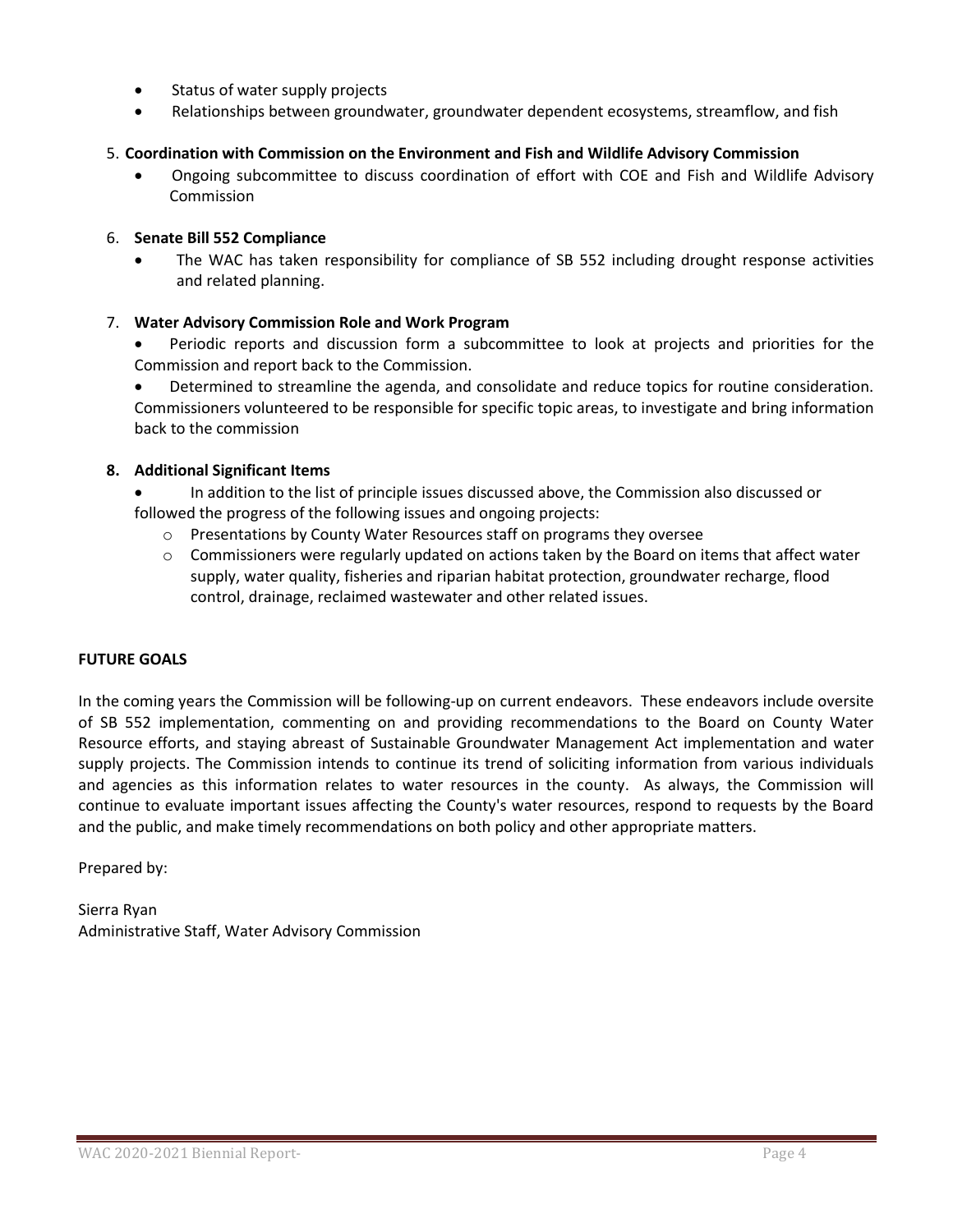- Status of water supply projects
- Relationships between groundwater, groundwater dependent ecosystems, streamflow, and fish

5. **Coordination with Commission on the Environment and Fish and Wildlife Advisory Commission**
   - Ongoing subcommittee to discuss coordination of effort with COE and Fish and Wildlife Advisory Commission

6. **Senate Bill 552 Compliance**
   - The WAC has taken responsibility for compliance of SB 552 including drought response activities and related planning.

7. **Water Advisory Commission Role and Work Program**
   - Periodic reports and discussion form a subcommittee to look at projects and priorities for the Commission and report back to the Commission.
   - Determined to streamline the agenda, and consolidate and reduce topics for routine consideration. Commissioners volunteered to be responsible for specific topic areas, to investigate and bring information back to the commission

8. **Additional Significant Items**
   - In addition to the list of principle issues discussed above, the Commission also discussed or followed the progress of the following issues and ongoing projects:
     - Presentations by County Water Resources staff on programs they oversee
     - Commissioners were regularly updated on actions taken by the Board on items that affect water supply, water quality, fisheries and riparian habitat protection, groundwater recharge, flood control, drainage, reclaimed wastewater and other related issues.

**FUTURE GOALS**

In the coming years the Commission will be following-up on current endeavors. These endeavors include oversite of SB 552 implementation, commenting on and providing recommendations to the Board on County Water Resource efforts, and staying abreast of Sustainable Groundwater Management Act implementation and water supply projects. The Commission intends to continue its trend of soliciting information from various individuals and agencies as this information relates to water resources in the county. As always, the Commission will continue to evaluate important issues affecting the County's water resources, respond to requests by the Board and the public, and make timely recommendations on both policy and other appropriate matters.

Prepared by:

Sierra Ryan
Administrative Staff, Water Advisory Commission